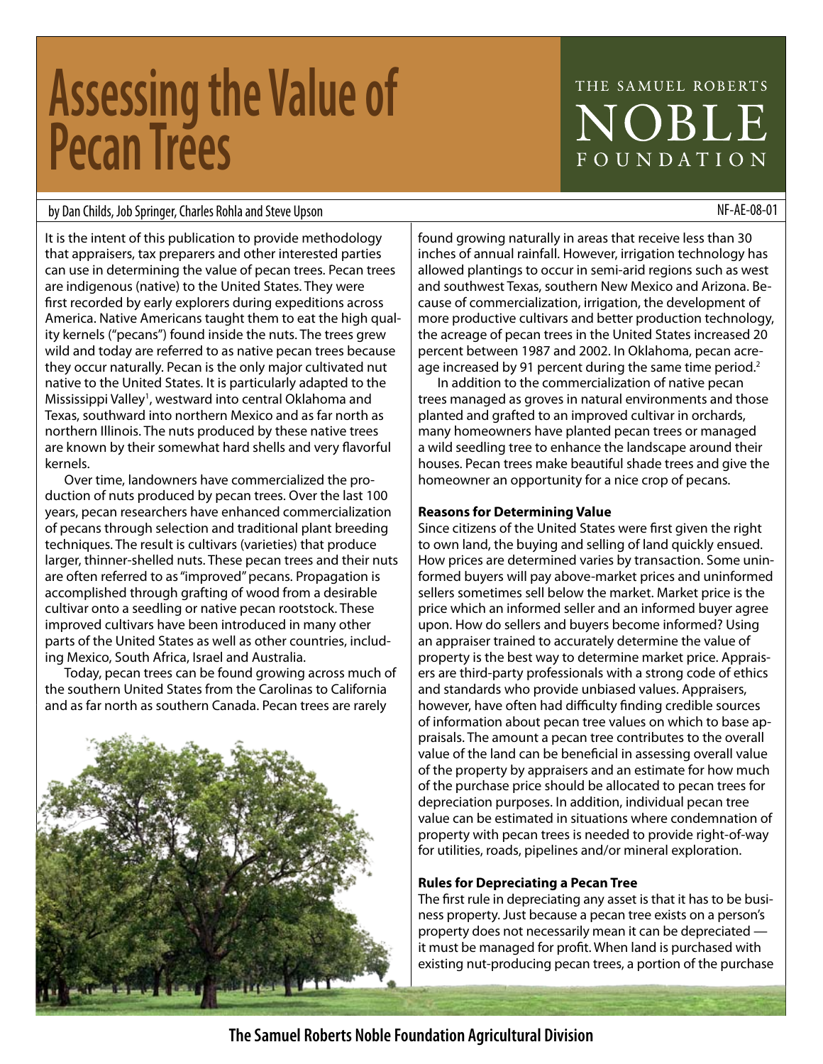# Assessing the Value of Pecan Trees

THE SAMUEL ROBERTS NOBLE FOUNDATION

by Dan Childs, Job Springer, Charles Rohla and Steve Upson

NF-AE-08-01

It is the intent of this publication to provide methodology that appraisers, tax preparers and other interested parties can use in determining the value of pecan trees. Pecan trees are indigenous (native) to the United States. They were first recorded by early explorers during expeditions across America. Native Americans taught them to eat the high quality kernels ("pecans") found inside the nuts. The trees grew wild and today are referred to as native pecan trees because they occur naturally. Pecan is the only major cultivated nut native to the United States. It is particularly adapted to the Mississippi Valley[1], westward into central Oklahoma and Texas, southward into northern Mexico and as far north as northern Illinois. The nuts produced by these native trees are known by their somewhat hard shells and very flavorful kernels.

Over time, landowners have commercialized the production of nuts produced by pecan trees. Over the last 100 years, pecan researchers have enhanced commercialization of pecans through selection and traditional plant breeding techniques. The result is cultivars (varieties) that produce larger, thinner-shelled nuts. These pecan trees and their nuts are often referred to as "improved" pecans. Propagation is accomplished through grafting of wood from a desirable cultivar onto a seedling or native pecan rootstock. These improved cultivars have been introduced in many other parts of the United States as well as other countries, including Mexico, South Africa, Israel and Australia.

Today, pecan trees can be found growing across much of the southern United States from the Carolinas to California and as far north as southern Canada. Pecan trees are rarely found growing naturally in areas that receive less than 30 inches of annual rainfall. However, irrigation technology has allowed plantings to occur in semi-arid regions such as west and southwest Texas, southern New Mexico and Arizona. Because of commercialization, irrigation, the development of more productive cultivars and better production technology, the acreage of pecan trees in the United States increased 20 percent between 1987 and 2002. In Oklahoma, pecan acreage increased by 91 percent during the same time period.[2]

In addition to the commercialization of native pecan trees managed as groves in natural environments and those planted and grafted to an improved cultivar in orchards, many homeowners have planted pecan trees or managed a wild seedling tree to enhance the landscape around their houses. Pecan trees make beautiful shade trees and give the homeowner an opportunity for a nice crop of pecans.

**Reasons for Determining Value**

Since citizens of the United States were first given the right to own land, the buying and selling of land quickly ensued. How prices are determined varies by transaction. Some uninformed buyers will pay above-market prices and uninformed sellers sometimes sell below the market. Market price is the price which an informed seller and an informed buyer agree upon. How do sellers and buyers become informed? Using an appraiser trained to accurately determine the value of property is the best way to determine market price. Appraisers are third-party professionals with a strong code of ethics and standards who provide unbiased values. Appraisers, however, have often had difficulty finding credible sources of information about pecan tree values on which to base appraisals. The amount a pecan tree contributes to the overall value of the land can be beneficial in assessing overall value of the property by appraisers and an estimate for how much of the purchase price should be allocated to pecan trees for depreciation purposes. In addition, individual pecan tree value can be estimated in situations where condemnation of property with pecan trees is needed to provide right-of-way for utilities, roads, pipelines and/or mineral exploration.

**Rules for Depreciating a Pecan Tree**

The first rule in depreciating any asset is that it has to be business property. Just because a pecan tree exists on a person's property does not necessarily mean it can be depreciated — it must be managed for profit. When land is purchased with existing nut-producing pecan trees, a portion of the purchase

The Samuel Roberts Noble Foundation Agricultural Division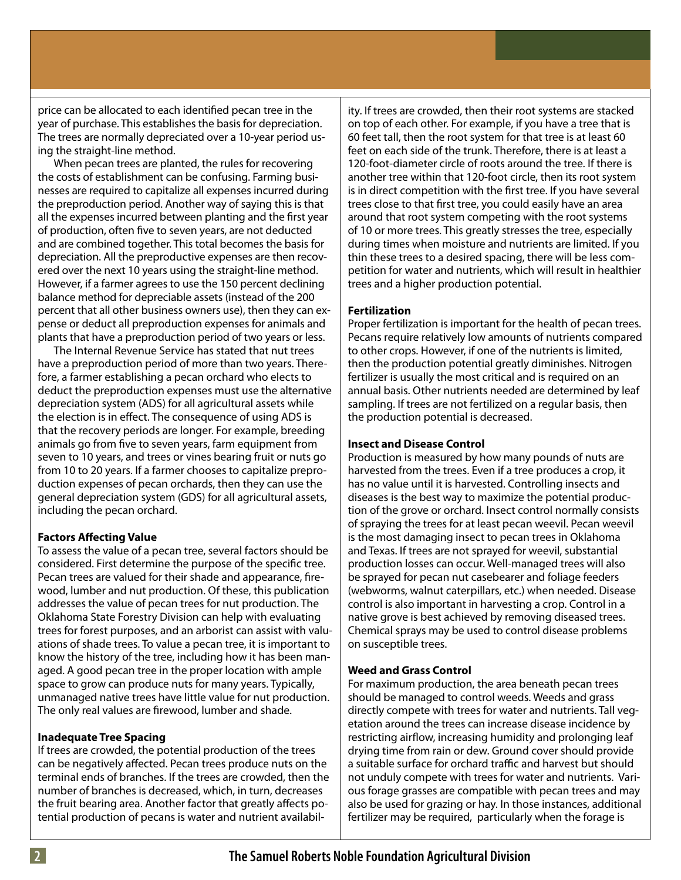price can be allocated to each identified pecan tree in the year of purchase. This establishes the basis for depreciation. The trees are normally depreciated over a 10-year period using the straight-line method.

When pecan trees are planted, the rules for recovering the costs of establishment can be confusing. Farming businesses are required to capitalize all expenses incurred during the preproduction period. Another way of saying this is that all the expenses incurred between planting and the first year of production, often five to seven years, are not deducted and are combined together. This total becomes the basis for depreciation. All the preproductive expenses are then recovered over the next 10 years using the straight-line method. However, if a farmer agrees to use the 150 percent declining balance method for depreciable assets (instead of the 200 percent that all other business owners use), then they can expense or deduct all preproduction expenses for animals and plants that have a preproduction period of two years or less.

The Internal Revenue Service has stated that nut trees have a preproduction period of more than two years. Therefore, a farmer establishing a pecan orchard who elects to deduct the preproduction expenses must use the alternative depreciation system (ADS) for all agricultural assets while the election is in effect. The consequence of using ADS is that the recovery periods are longer. For example, breeding animals go from five to seven years, farm equipment from seven to 10 years, and trees or vines bearing fruit or nuts go from 10 to 20 years. If a farmer chooses to capitalize preproduction expenses of pecan orchards, then they can use the general depreciation system (GDS) for all agricultural assets, including the pecan orchard.

**Factors Affecting Value**

To assess the value of a pecan tree, several factors should be considered. First determine the purpose of the specific tree. Pecan trees are valued for their shade and appearance, firewood, lumber and nut production. Of these, this publication addresses the value of pecan trees for nut production. The Oklahoma State Forestry Division can help with evaluating trees for forest purposes, and an arborist can assist with valuations of shade trees. To value a pecan tree, it is important to know the history of the tree, including how it has been managed. A good pecan tree in the proper location with ample space to grow can produce nuts for many years. Typically, unmanaged native trees have little value for nut production. The only real values are firewood, lumber and shade.

**Inadequate Tree Spacing**

If trees are crowded, the potential production of the trees can be negatively affected. Pecan trees produce nuts on the terminal ends of branches. If the trees are crowded, then the number of branches is decreased, which, in turn, decreases the fruit bearing area. Another factor that greatly affects potential production of pecans is water and nutrient availability. If trees are crowded, then their root systems are stacked on top of each other. For example, if you have a tree that is 60 feet tall, then the root system for that tree is at least 60 feet on each side of the trunk. Therefore, there is at least a 120-foot-diameter circle of roots around the tree. If there is another tree within that 120-foot circle, then its root system is in direct competition with the first tree. If you have several trees close to that first tree, you could easily have an area around that root system competing with the root systems of 10 or more trees. This greatly stresses the tree, especially during times when moisture and nutrients are limited. If you thin these trees to a desired spacing, there will be less competition for water and nutrients, which will result in healthier trees and a higher production potential.

**Fertilization**

Proper fertilization is important for the health of pecan trees. Pecans require relatively low amounts of nutrients compared to other crops. However, if one of the nutrients is limited, then the production potential greatly diminishes. Nitrogen fertilizer is usually the most critical and is required on an annual basis. Other nutrients needed are determined by leaf sampling. If trees are not fertilized on a regular basis, then the production potential is decreased.

**Insect and Disease Control**

Production is measured by how many pounds of nuts are harvested from the trees. Even if a tree produces a crop, it has no value until it is harvested. Controlling insects and diseases is the best way to maximize the potential production of the grove or orchard. Insect control normally consists of spraying the trees for at least pecan weevil. Pecan weevil is the most damaging insect to pecan trees in Oklahoma and Texas. If trees are not sprayed for weevil, substantial production losses can occur. Well-managed trees will also be sprayed for pecan nut casebearer and foliage feeders (webworms, walnut caterpillars, etc.) when needed. Disease control is also important in harvesting a crop. Control in a native grove is best achieved by removing diseased trees. Chemical sprays may be used to control disease problems on susceptible trees.

**Weed and Grass Control**

For maximum production, the area beneath pecan trees should be managed to control weeds. Weeds and grass directly compete with trees for water and nutrients. Tall vegetation around the trees can increase disease incidence by restricting airflow, increasing humidity and prolonging leaf drying time from rain or dew. Ground cover should provide a suitable surface for orchard traffic and harvest but should not unduly compete with trees for water and nutrients. Various forage grasses are compatible with pecan trees and may also be used for grazing or hay. In those instances, additional fertilizer may be required, particularly when the forage is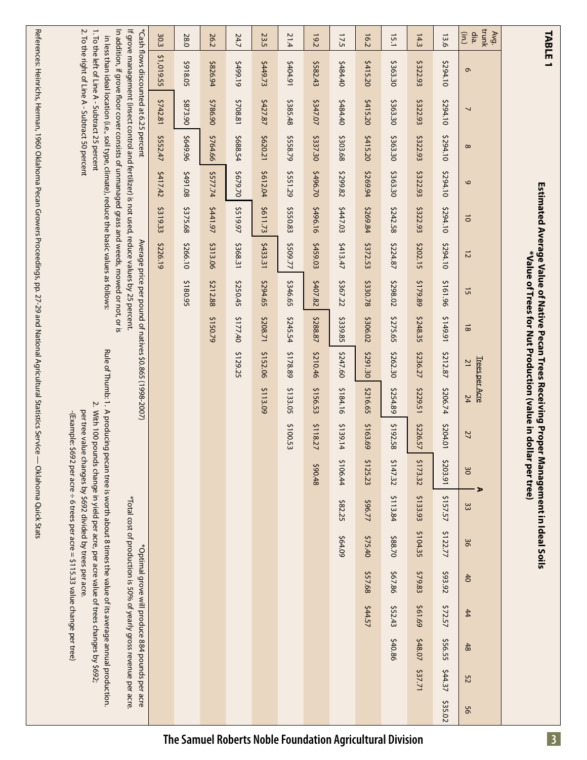**TABLE 1**

**Estimated Average Value of Native Pecan Trees Receiving Proper Management in Ideal Soils**
**\*Value of Trees for Nut Production (value in dollar per tree)**

| Avg. trunk dia. (in.) | Trees per Acre 6 | 7 | 8 | 9 | 10 | 12 | 15 | 18 | 21 | 24 | 27 | 30 | A 33 | 36 | 40 | 44 | 48 | 52 | 56 |
|---|---|---|---|---|---|---|---|---|---|---|---|---|---|---|---|---|---|---|---|
| 13.6 | $294.10 | $294.10 | $294.10 | $294.10 | $294.10 | $294.10 | $161.96 | $149.91 | $212.87 | $206.74 | $204.01 | $203.91 | $157.57 | $122.77 | $93.92 | $72.57 | $56.55 | $44.37 | $35.02 |
| 14.3 | $322.93 | $322.93 | $322.93 | $322.93 | $322.93 | $202.15 | $179.89 | $248.35 | $236.27 | $229.51 | $226.57 | $173.32 | $133.93 | $104.35 | $79.83 | $61.69 | $48.07 | $37.71 | |
| 15.1 | $363.30 | $363.30 | $363.30 | $363.30 | $242.58 | $224.87 | $298.02 | $275.65 | $262.30 | $254.89 | $192.58 | $147.32 | $113.84 | $88.70 | $67.86 | $52.43 | $40.86 | | |
| 16.2 | $415.20 | $415.20 | $415.20 | $269.94 | $269.84 | $372.53 | $330.78 | $306.02 | $291.30 | $216.65 | $163.69 | $125.23 | $96.77 | $75.40 | $57.68 | $44.57 | | | |
| 17.5 | $484.40 | $484.40 | $303.68 | $299.82 | $447.03 | $413.47 | $367.22 | $339.85 | $247.60 | $184.16 | $139.14 | $106.44 | $82.25 | $64.09 | | | | | |
| 19.2 | $582.43 | $347.07 | $337.30 | $496.70 | $496.16 | $459.03 | $407.82 | $288.87 | $210.46 | $156.53 | $118.27 | $90.48 | | | | | | | |
| 21.4 | $404.91 | $385.48 | $558.79 | $551.29 | $550.83 | $509.77 | $346.65 | $245.54 | $178.89 | $133.05 | $100.53 | | | | | | | | |
| 23.5 | $449.73 | $427.87 | $620.21 | $612.04 | $611.73 | $433.31 | $294.65 | $208.71 | $152.06 | $113.09 | | | | | | | | | |
| 24.7 | $499.19 | $708.81 | $688.54 | $679.70 | $519.97 | $368.31 | $250.45 | $177.40 | $129.25 | | | | | | | | | | |
| 26.2 | $826.94 | $786.90 | $764.66 | $577.74 | $441.97 | $313.06 | $212.88 | $150.79 | | | | | | | | | | | |
| 28.0 | $918.05 | $873.90 | $649.96 | $491.08 | $375.68 | $266.10 | $180.95 | | | | | | | | | | | | |
| 30.3 | $1,019.55 | $742.81 | $552.47 | $417.42 | $319.33 | $226.19 | | | | | | | | | | | | | |

\*Cash flows discounted at 6.25 percent

Average price per pound of natives $0.865 (1998-2007)

\*Optimal grove will produce 884 pounds per acre

\*Total cost of production is 50% of yearly gross revenue per acre.

If grove management (insect control and fertilizer) is not used, reduce values by 25 percent.

In addition, if grove floor cover consists of unmanaged grass and weeds, mowed or not, or is in less than ideal location (i.e., soil type, climate), reduce the basic values as follows:

1. To the left of Line A - Subtract 25 percent
2. To the right of Line A - Subtract 50 percent

Rule of Thumb: 1. A producing pecan tree is worth about 8 times the value of its average annual production.
2. With 100 pounds change in yield per acre, per acre value of trees changes by $692; per tree value changes by $692 divided by trees per acre.
-(Example: $692 per acre ÷ 6 trees per acre = $115.33 value change per tree)

References: Heinrichs, Herman, 1960 Oklahoma Pecan Growers Proceedings, pp. 27-29 and National Agricultural Statistics Service — Oklahoma Quick Stats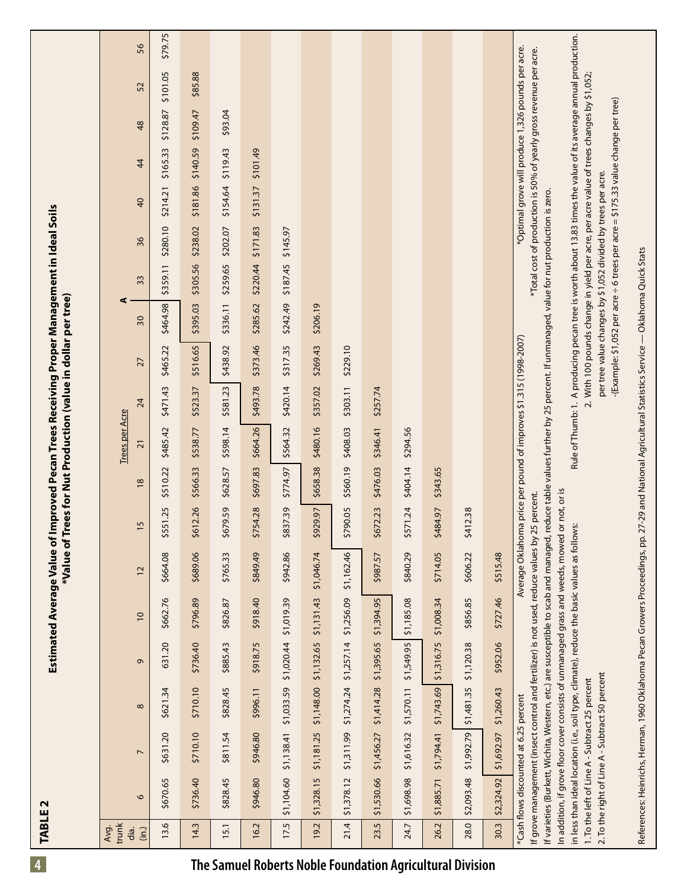## TABLE 2

### Estimated Average Value of Improved Pecan Trees Receiving Proper Management in Ideal Soils
### *Value of Trees for Nut Production (value in dollar per tree)

| Avg. trunk dia. (in.) | Trees per Acre | | | | | | | | | | | | | | | | |
|---|---|---|---|---|---|---|---|---|---|---|---|---|---|---|---|---|---|
| | 6 | 7 | 8 | 9 | 10 | 12 | 15 | 18 | 21 | 24 | 27 | 30 | 33 | 36 | 40 | 44 | 48 | 52 | 56 |
| 13.6 | $670.65 | $631.20 | $621.34 | 631.20 | $662.76 | $664.08 | $551.25 | $510.22 | $485.42 | $471.43 | $465.22 | $464.98 | $359.11 | $280.10 | $214.21 | $165.33 | $128.87 | $101.05 | $79.75 |
| 14.3 | $736.40 | $710.10 | $710.10 | $736.40 | $796.89 | $689.06 | $612.26 | $566.33 | $538.77 | $523.37 | $516.65 | $395.03 | $305.56 | $238.02 | $181.86 | $140.59 | $109.47 | $85.88 | |
| 15.1 | $828.45 | $811.54 | $828.45 | $885.43 | $826.87 | $765.33 | $679.59 | $628.57 | $598.14 | $581.23 | $438.92 | $336.11 | $259.65 | $202.07 | $154.64 | $119.43 | $93.04 | | |
| 16.2 | $946.80 | $946.80 | $996.11 | $918.75 | $918.40 | $849.49 | $754.28 | $697.83 | $664.26 | $493.78 | $373.46 | $285.62 | $220.44 | $171.83 | $131.37 | $101.49 | | | |
| 17.5 | $1,104.60 | $1,138.41 | $1,033.59 | $1,020.44 | $1,019.39 | $942.86 | $837.39 | $774.97 | $564.32 | $420.14 | $317.35 | $242.49 | $187.45 | $145.97 | | | | | |
| 19.2 | $1,328.15 | $1,181.25 | $1,148.00 | $1,132.65 | $1,131.43 | $1,046.74 | $929.97 | $658.38 | $480.16 | $357.02 | $269.43 | $206.19 | | | | | | | |
| 21.4 | $1,378.12 | $1,311.99 | $1,274.24 | $1,257.14 | $1,256.09 | $1,162.46 | $790.05 | $560.19 | $408.03 | $303.11 | $229.10 | | | | | | | | |
| 23.5 | $1,530.66 | $1,456.27 | $1,414.28 | $1,395.65 | $1,394.95 | $987.57 | $672.23 | $476.03 | $346.41 | $257.74 | | | | | | | | | |
| 24.7 | $1,698.98 | $1,616.32 | $1,570.11 | $1,549.95 | $1,185.08 | $840.29 | $571.24 | $404.14 | $294.56 | | | | | | | | | | |
| 26.2 | $1,885.71 | $1,794.41 | $1,743.69 | $1,316.75 | $1,008.34 | $714.05 | $484.97 | $343.65 | | | | | | | | | | | |
| 28.0 | $2,093.48 | $1,992.79 | $1,481.35 | $1,120.38 | $856.85 | $606.22 | $412.38 | | | | | | | | | | | | |
| 30.3 | $2,324.92 | $1,692.97 | $1,260.43 | $952.06 | $727.46 | $515.48 | | | | | | | | | | | | | |

(Line A is marked between the 30 and 33 trees-per-acre columns.)

*Cash flows discounted at 6.25 percent

Average Oklahoma price per pound of improves $1.315 (1998-2007)

*Optimal grove will produce 1,326 pounds per acre.

*Total cost of production is 50% of yearly gross revenue per acre.

If grove management (insect control and fertilizer) is not used, reduce values by 25 percent.

If varieties (Burkett, Wichita, Western, etc.) are susceptible to scab and managed, reduce table values further by 25 percent. If unmanaged, value for nut production is zero.

In addition, if grove floor cover consists of unmanaged grass and weeds, mowed or not, or is in less than ideal location (i.e., soil type, climate), reduce the basic values as follows:

1. To the left of Line A - Subtract 25 percent
2. To the right of Line A - Subtract 50 percent

Rule of Thumb: 1. A producing pecan tree is worth about 13.83 times the value of its average annual production.

2. With 100 pounds change in yield per acre, per acre value of trees changes by $1,052; per tree value changes by $1,052 divided by trees per acre.

-(Example: $1,052 per acre ÷ 6 trees per acre = $175.33 value change per tree)

References: Heinrichs, Herman, 1960 Oklahoma Pecan Growers Proceedings, pp. 27-29 and National Agricultural Statistics Service — Oklahoma Quick Stats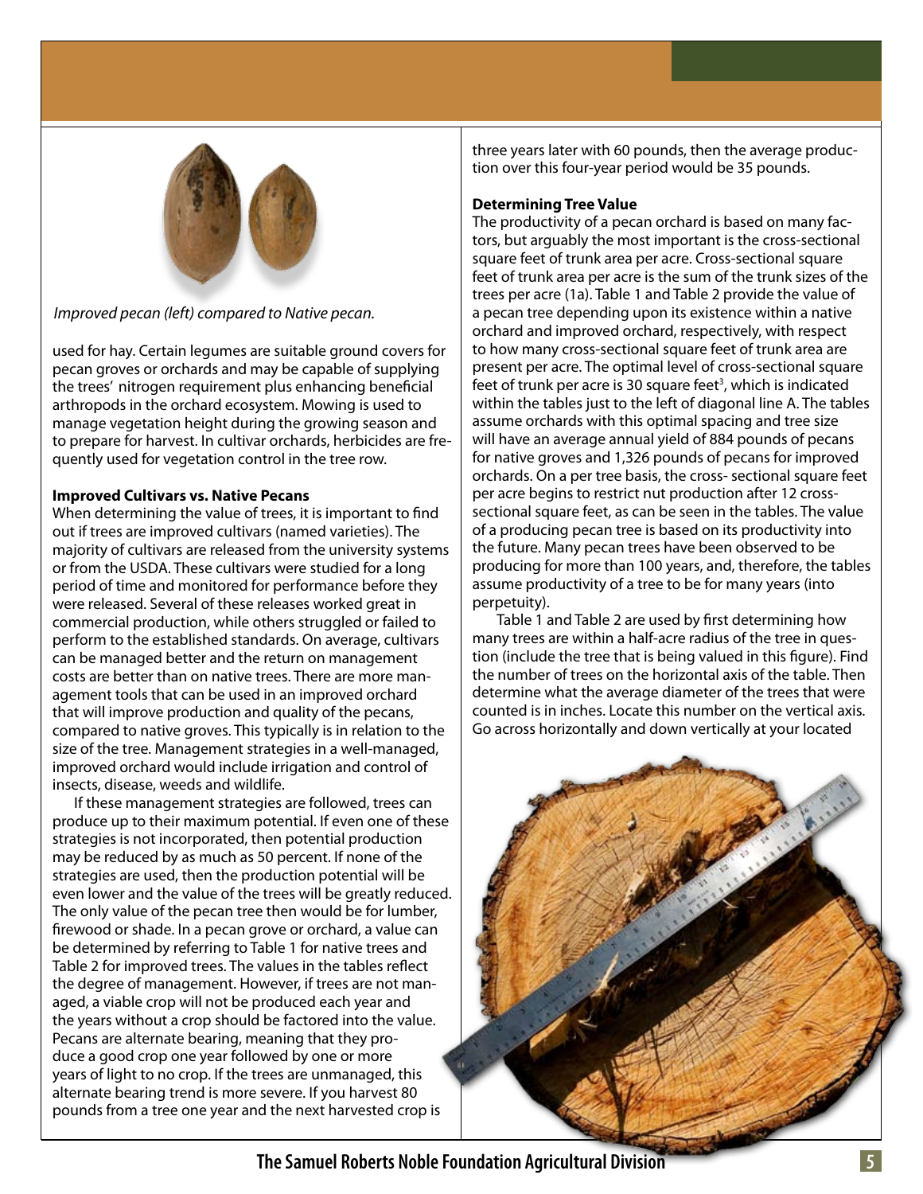*Improved pecan (left) compared to Native pecan.*

used for hay. Certain legumes are suitable ground covers for pecan groves or orchards and may be capable of supplying the trees' nitrogen requirement plus enhancing beneficial arthropods in the orchard ecosystem. Mowing is used to manage vegetation height during the growing season and to prepare for harvest. In cultivar orchards, herbicides are frequently used for vegetation control in the tree row.

**Improved Cultivars vs. Native Pecans**

When determining the value of trees, it is important to find out if trees are improved cultivars (named varieties). The majority of cultivars are released from the university systems or from the USDA. These cultivars were studied for a long period of time and monitored for performance before they were released. Several of these releases worked great in commercial production, while others struggled or failed to perform to the established standards. On average, cultivars can be managed better and the return on management costs are better than on native trees. There are more management tools that can be used in an improved orchard that will improve production and quality of the pecans, compared to native groves. This typically is in relation to the size of the tree. Management strategies in a well-managed, improved orchard would include irrigation and control of insects, disease, weeds and wildlife.

If these management strategies are followed, trees can produce up to their maximum potential. If even one of these strategies is not incorporated, then potential production may be reduced by as much as 50 percent. If none of the strategies are used, then the production potential will be even lower and the value of the trees will be greatly reduced. The only value of the pecan tree then would be for lumber, firewood or shade. In a pecan grove or orchard, a value can be determined by referring to Table 1 for native trees and Table 2 for improved trees. The values in the tables reflect the degree of management. However, if trees are not managed, a viable crop will not be produced each year and the years without a crop should be factored into the value. Pecans are alternate bearing, meaning that they produce a good crop one year followed by one or more years of light to no crop. If the trees are unmanaged, this alternate bearing trend is more severe. If you harvest 80 pounds from a tree one year and the next harvested crop is three years later with 60 pounds, then the average production over this four-year period would be 35 pounds.

**Determining Tree Value**

The productivity of a pecan orchard is based on many factors, but arguably the most important is the cross-sectional square feet of trunk area per acre. Cross-sectional square feet of trunk area per acre is the sum of the trunk sizes of the trees per acre (1a). Table 1 and Table 2 provide the value of a pecan tree depending upon its existence within a native orchard and improved orchard, respectively, with respect to how many cross-sectional square feet of trunk area are present per acre. The optimal level of cross-sectional square feet of trunk per acre is 30 square feet[3], which is indicated within the tables just to the left of diagonal line A. The tables assume orchards with this optimal spacing and tree size will have an average annual yield of 884 pounds of pecans for native groves and 1,326 pounds of pecans for improved orchards. On a per tree basis, the cross- sectional square feet per acre begins to restrict nut production after 12 cross-sectional square feet, as can be seen in the tables. The value of a producing pecan tree is based on its productivity into the future. Many pecan trees have been observed to be producing for more than 100 years, and, therefore, the tables assume productivity of a tree to be for many years (into perpetuity).

Table 1 and Table 2 are used by first determining how many trees are within a half-acre radius of the tree in question (include the tree that is being valued in this figure). Find the number of trees on the horizontal axis of the table. Then determine what the average diameter of the trees that were counted is in inches. Locate this number on the vertical axis. Go across horizontally and down vertically at your located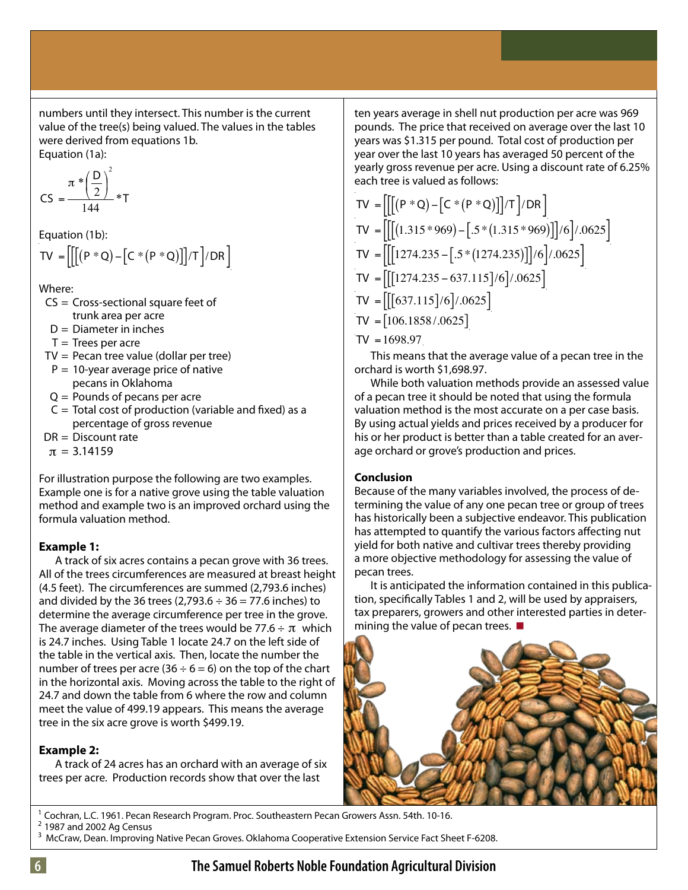numbers until they intersect. This number is the current value of the tree(s) being valued. The values in the tables were derived from equations 1b.

Equation (1a):

$$CS = \frac{\pi * \left(\frac{D}{2}\right)^2}{144} * T$$

Equation (1b):

$$TV = \left[\left[\left[(P * Q) - \left[C * (P * Q)\right]\right] / T\right] / DR\right]$$

Where:

- CS = Cross-sectional square feet of trunk area per acre
- D = Diameter in inches
- T = Trees per acre
- TV = Pecan tree value (dollar per tree)
- P = 10-year average price of native pecans in Oklahoma
- Q = Pounds of pecans per acre
- C = Total cost of production (variable and fixed) as a percentage of gross revenue
- DR = Discount rate
- $\pi$ = 3.14159

For illustration purpose the following are two examples. Example one is for a native grove using the table valuation method and example two is an improved orchard using the formula valuation method.

**Example 1:**

A track of six acres contains a pecan grove with 36 trees. All of the trees circumferences are measured at breast height (4.5 feet). The circumferences are summed (2,793.6 inches) and divided by the 36 trees (2,793.6 ÷ 36 = 77.6 inches) to determine the average circumference per tree in the grove. The average diameter of the trees would be 77.6 ÷ $\pi$ which is 24.7 inches. Using Table 1 locate 24.7 on the left side of the table in the vertical axis. Then, locate the number the number of trees per acre (36 ÷ 6 = 6) on the top of the chart in the horizontal axis. Moving across the table to the right of 24.7 and down the table from 6 where the row and column meet the value of 499.19 appears. This means the average tree in the six acre grove is worth $499.19.

**Example 2:**

A track of 24 acres has an orchard with an average of six trees per acre. Production records show that over the last ten years average in shell nut production per acre was 969 pounds. The price that received on average over the last 10 years was $1.315 per pound. Total cost of production per year over the last 10 years has averaged 50 percent of the yearly gross revenue per acre. Using a discount rate of 6.25% each tree is valued as follows:

$$TV = \left[\left[\left[(P * Q) - \left[C * (P * Q)\right]\right] / T\right] / DR\right]$$

$$TV = \left[\left[\left[(1.315 * 969) - \left[.5 * (1.315 * 969)\right]\right] / 6\right] / .0625\right]$$

$$TV = \left[\left[\left[1274.235 - \left[.5 * (1274.235)\right]\right] / 6\right] / .0625\right]$$

$$TV = \left[\left[\left[1274.235 - 637.115\right] / 6\right] / .0625\right]$$

$$TV = \left[\left[\left[637.115\right] / 6\right] / .0625\right]$$

$$TV = \left[106.1858 / .0625\right]$$

$$TV = 1698.97$$

This means that the average value of a pecan tree in the orchard is worth $1,698.97.

While both valuation methods provide an assessed value of a pecan tree it should be noted that using the formula valuation method is the most accurate on a per case basis. By using actual yields and prices received by a producer for his or her product is better than a table created for an average orchard or grove's production and prices.

**Conclusion**

Because of the many variables involved, the process of determining the value of any one pecan tree or group of trees has historically been a subjective endeavor. This publication has attempted to quantify the various factors affecting nut yield for both native and cultivar trees thereby providing a more objective methodology for assessing the value of pecan trees.

It is anticipated the information contained in this publication, specifically Tables 1 and 2, will be used by appraisers, tax preparers, growers and other interested parties in determining the value of pecan trees. ■

[1] Cochran, L.C. 1961. Pecan Research Program. Proc. Southeastern Pecan Growers Assn. 54th. 10-16.

[2] 1987 and 2002 Ag Census

[3] McCraw, Dean. Improving Native Pecan Groves. Oklahoma Cooperative Extension Service Fact Sheet F-6208.